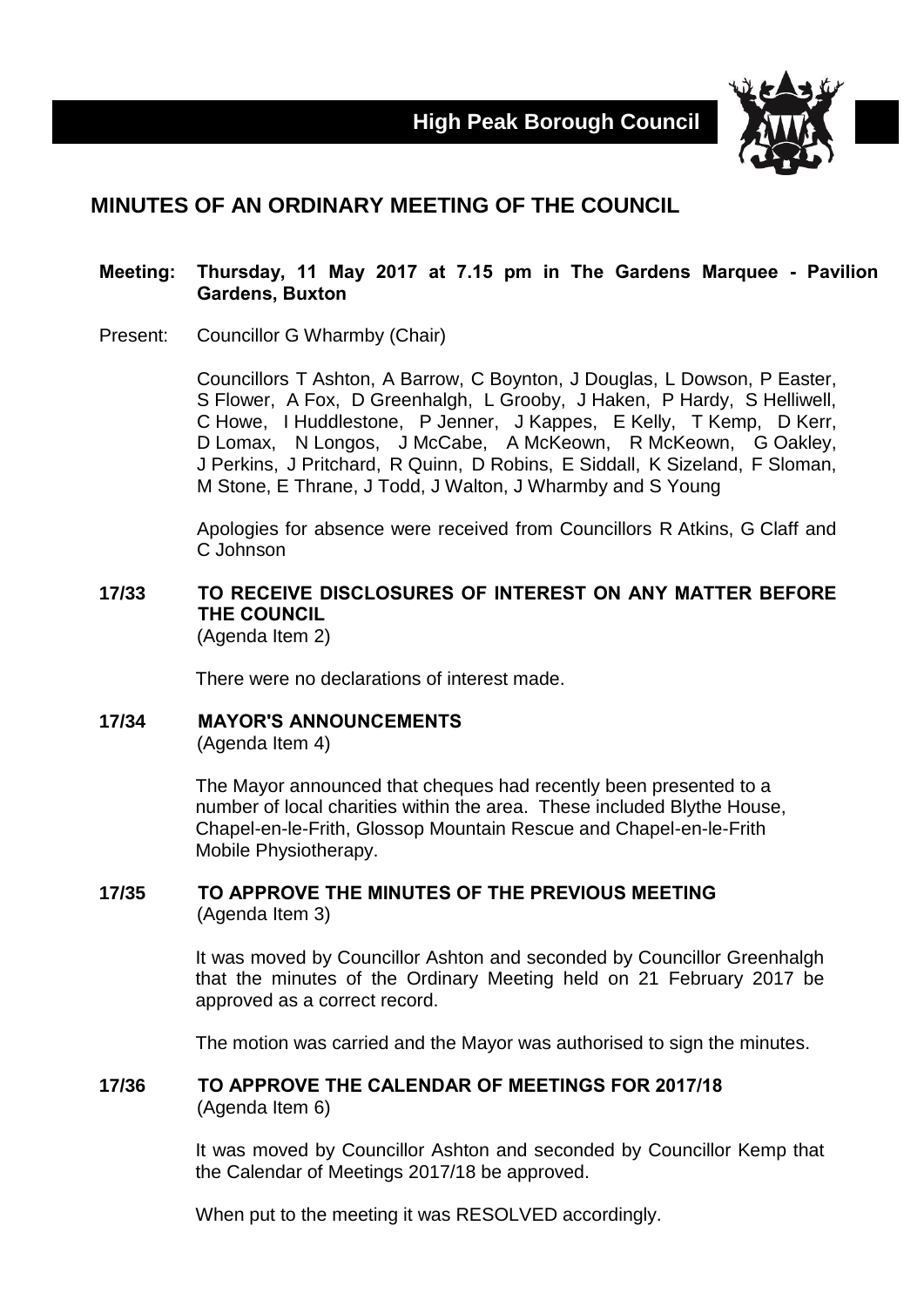**High Peak Borough Council**

# MINUTES OF AN ORDINARY MEETING OF THE COUNCIL

**Meeting: Thursday, 11 May 2017 at 7.15 pm in The Gardens Marquee - Pavilion Gardens, Buxton**

Present: Councillor G Wharmby (Chair)

Councillors T Ashton, A Barrow, C Boynton, J Douglas, L Dowson, P Easter, S Flower, A Fox, D Greenhalgh, L Grooby, J Haken, P Hardy, S Helliwell, C Howe, I Huddlestone, P Jenner, J Kappes, E Kelly, T Kemp, D Kerr, D Lomax, N Longos, J McCabe, A McKeown, R McKeown, G Oakley, J Perkins, J Pritchard, R Quinn, D Robins, E Siddall, K Sizeland, F Sloman, M Stone, E Thrane, J Todd, J Walton, J Wharmby and S Young

Apologies for absence were received from Councillors R Atkins, G Claff and C Johnson

## 17/33 TO RECEIVE DISCLOSURES OF INTEREST ON ANY MATTER BEFORE THE COUNCIL

(Agenda Item 2)

There were no declarations of interest made.

## 17/34 MAYOR'S ANNOUNCEMENTS

(Agenda Item 4)

The Mayor announced that cheques had recently been presented to a number of local charities within the area. These included Blythe House, Chapel-en-le-Frith, Glossop Mountain Rescue and Chapel-en-le-Frith Mobile Physiotherapy.

## 17/35 TO APPROVE THE MINUTES OF THE PREVIOUS MEETING

(Agenda Item 3)

It was moved by Councillor Ashton and seconded by Councillor Greenhalgh that the minutes of the Ordinary Meeting held on 21 February 2017 be approved as a correct record.

The motion was carried and the Mayor was authorised to sign the minutes.

## 17/36 TO APPROVE THE CALENDAR OF MEETINGS FOR 2017/18

(Agenda Item 6)

It was moved by Councillor Ashton and seconded by Councillor Kemp that the Calendar of Meetings 2017/18 be approved.

When put to the meeting it was RESOLVED accordingly.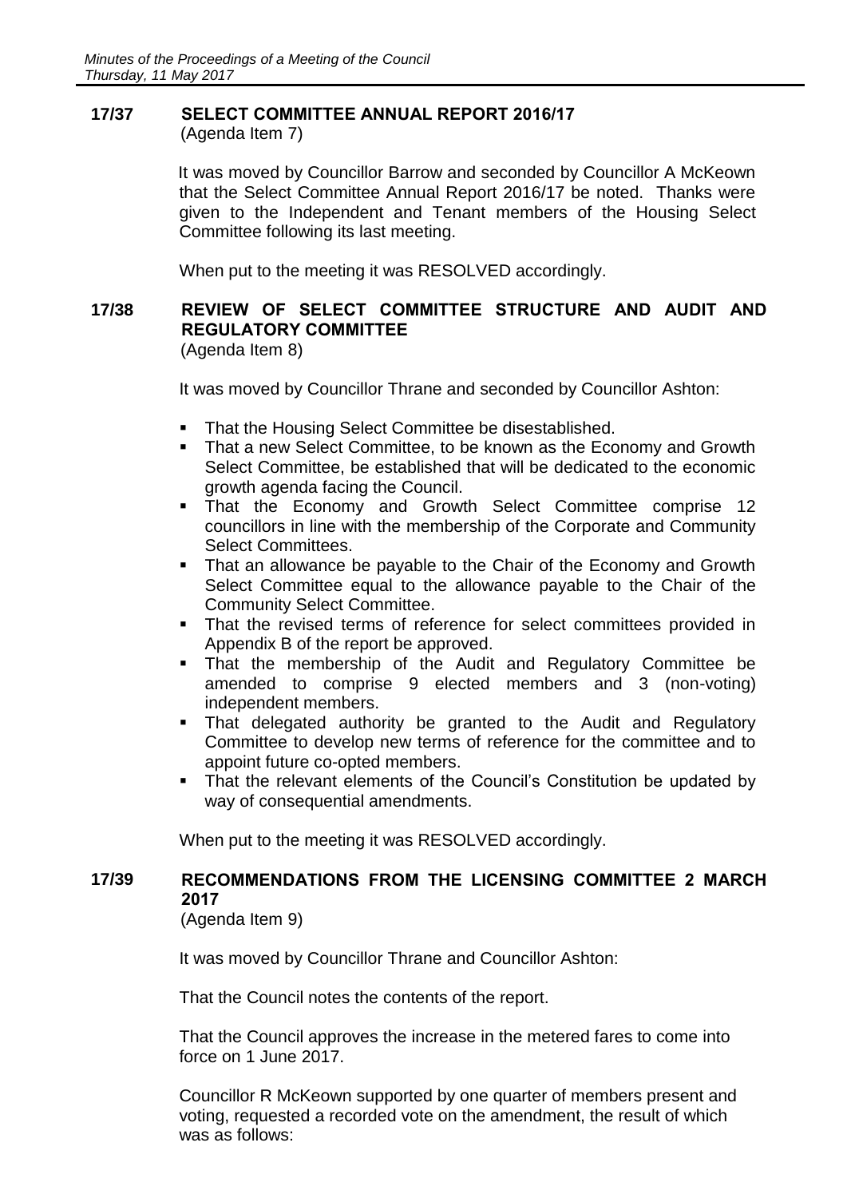## 17/37 SELECT COMMITTEE ANNUAL REPORT 2016/17
(Agenda Item 7)

It was moved by Councillor Barrow and seconded by Councillor A McKeown that the Select Committee Annual Report 2016/17 be noted. Thanks were given to the Independent and Tenant members of the Housing Select Committee following its last meeting.

When put to the meeting it was RESOLVED accordingly.

## 17/38 REVIEW OF SELECT COMMITTEE STRUCTURE AND AUDIT AND REGULATORY COMMITTEE
(Agenda Item 8)

It was moved by Councillor Thrane and seconded by Councillor Ashton:

- That the Housing Select Committee be disestablished.
- That a new Select Committee, to be known as the Economy and Growth Select Committee, be established that will be dedicated to the economic growth agenda facing the Council.
- That the Economy and Growth Select Committee comprise 12 councillors in line with the membership of the Corporate and Community Select Committees.
- That an allowance be payable to the Chair of the Economy and Growth Select Committee equal to the allowance payable to the Chair of the Community Select Committee.
- That the revised terms of reference for select committees provided in Appendix B of the report be approved.
- That the membership of the Audit and Regulatory Committee be amended to comprise 9 elected members and 3 (non-voting) independent members.
- That delegated authority be granted to the Audit and Regulatory Committee to develop new terms of reference for the committee and to appoint future co-opted members.
- That the relevant elements of the Council's Constitution be updated by way of consequential amendments.

When put to the meeting it was RESOLVED accordingly.

## 17/39 RECOMMENDATIONS FROM THE LICENSING COMMITTEE 2 MARCH 2017
(Agenda Item 9)

It was moved by Councillor Thrane and Councillor Ashton:

That the Council notes the contents of the report.

That the Council approves the increase in the metered fares to come into force on 1 June 2017.

Councillor R McKeown supported by one quarter of members present and voting, requested a recorded vote on the amendment, the result of which was as follows: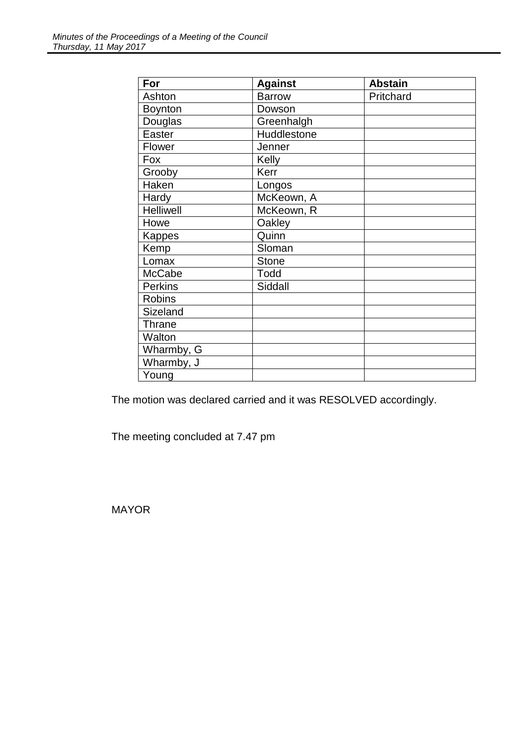| For | Against | Abstain |
|---|---|---|
| Ashton | Barrow | Pritchard |
| Boynton | Dowson | |
| Douglas | Greenhalgh | |
| Easter | Huddlestone | |
| Flower | Jenner | |
| Fox | Kelly | |
| Grooby | Kerr | |
| Haken | Longos | |
| Hardy | McKeown, A | |
| Helliwell | McKeown, R | |
| Howe | Oakley | |
| Kappes | Quinn | |
| Kemp | Sloman | |
| Lomax | Stone | |
| McCabe | Todd | |
| Perkins | Siddall | |
| Robins | | |
| Sizeland | | |
| Thrane | | |
| Walton | | |
| Wharmby, G | | |
| Wharmby, J | | |
| Young | | |

The motion was declared carried and it was RESOLVED accordingly.

The meeting concluded at 7.47 pm

MAYOR